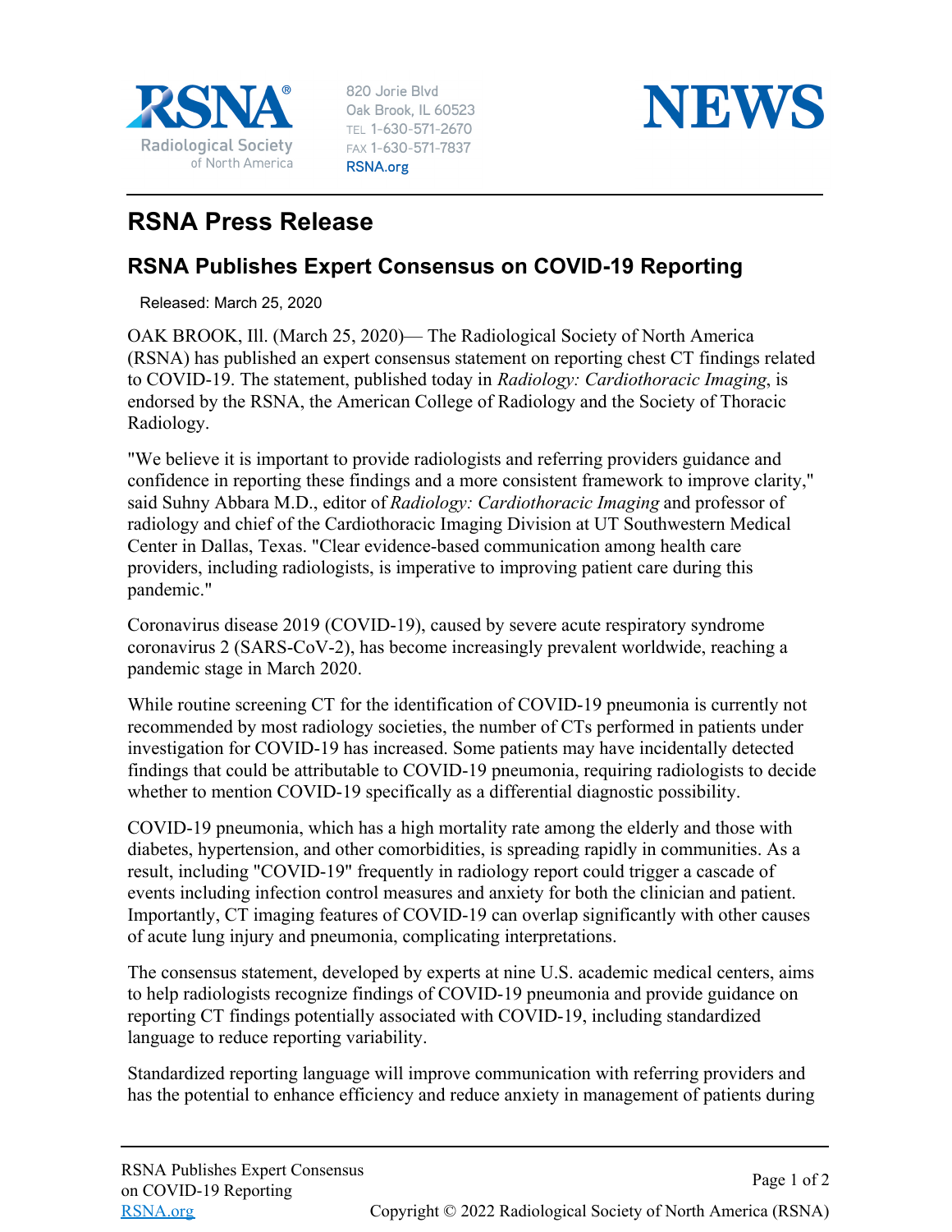RSNA
Radiological Society of North America

820 Jorie Blvd
Oak Brook, IL 60523
TEL 1-630-571-2670
FAX 1-630-571-7837
RSNA.org

NEWS

# RSNA Press Release

## RSNA Publishes Expert Consensus on COVID-19 Reporting

Released: March 25, 2020

OAK BROOK, Ill. (March 25, 2020)— The Radiological Society of North America (RSNA) has published an expert consensus statement on reporting chest CT findings related to COVID-19. The statement, published today in *Radiology: Cardiothoracic Imaging*, is endorsed by the RSNA, the American College of Radiology and the Society of Thoracic Radiology.

"We believe it is important to provide radiologists and referring providers guidance and confidence in reporting these findings and a more consistent framework to improve clarity," said Suhny Abbara M.D., editor of *Radiology: Cardiothoracic Imaging* and professor of radiology and chief of the Cardiothoracic Imaging Division at UT Southwestern Medical Center in Dallas, Texas. "Clear evidence-based communication among health care providers, including radiologists, is imperative to improving patient care during this pandemic."

Coronavirus disease 2019 (COVID-19), caused by severe acute respiratory syndrome coronavirus 2 (SARS-CoV-2), has become increasingly prevalent worldwide, reaching a pandemic stage in March 2020.

While routine screening CT for the identification of COVID-19 pneumonia is currently not recommended by most radiology societies, the number of CTs performed in patients under investigation for COVID-19 has increased. Some patients may have incidentally detected findings that could be attributable to COVID-19 pneumonia, requiring radiologists to decide whether to mention COVID-19 specifically as a differential diagnostic possibility.

COVID-19 pneumonia, which has a high mortality rate among the elderly and those with diabetes, hypertension, and other comorbidities, is spreading rapidly in communities. As a result, including "COVID-19" frequently in radiology report could trigger a cascade of events including infection control measures and anxiety for both the clinician and patient. Importantly, CT imaging features of COVID-19 can overlap significantly with other causes of acute lung injury and pneumonia, complicating interpretations.

The consensus statement, developed by experts at nine U.S. academic medical centers, aims to help radiologists recognize findings of COVID-19 pneumonia and provide guidance on reporting CT findings potentially associated with COVID-19, including standardized language to reduce reporting variability.

Standardized reporting language will improve communication with referring providers and has the potential to enhance efficiency and reduce anxiety in management of patients during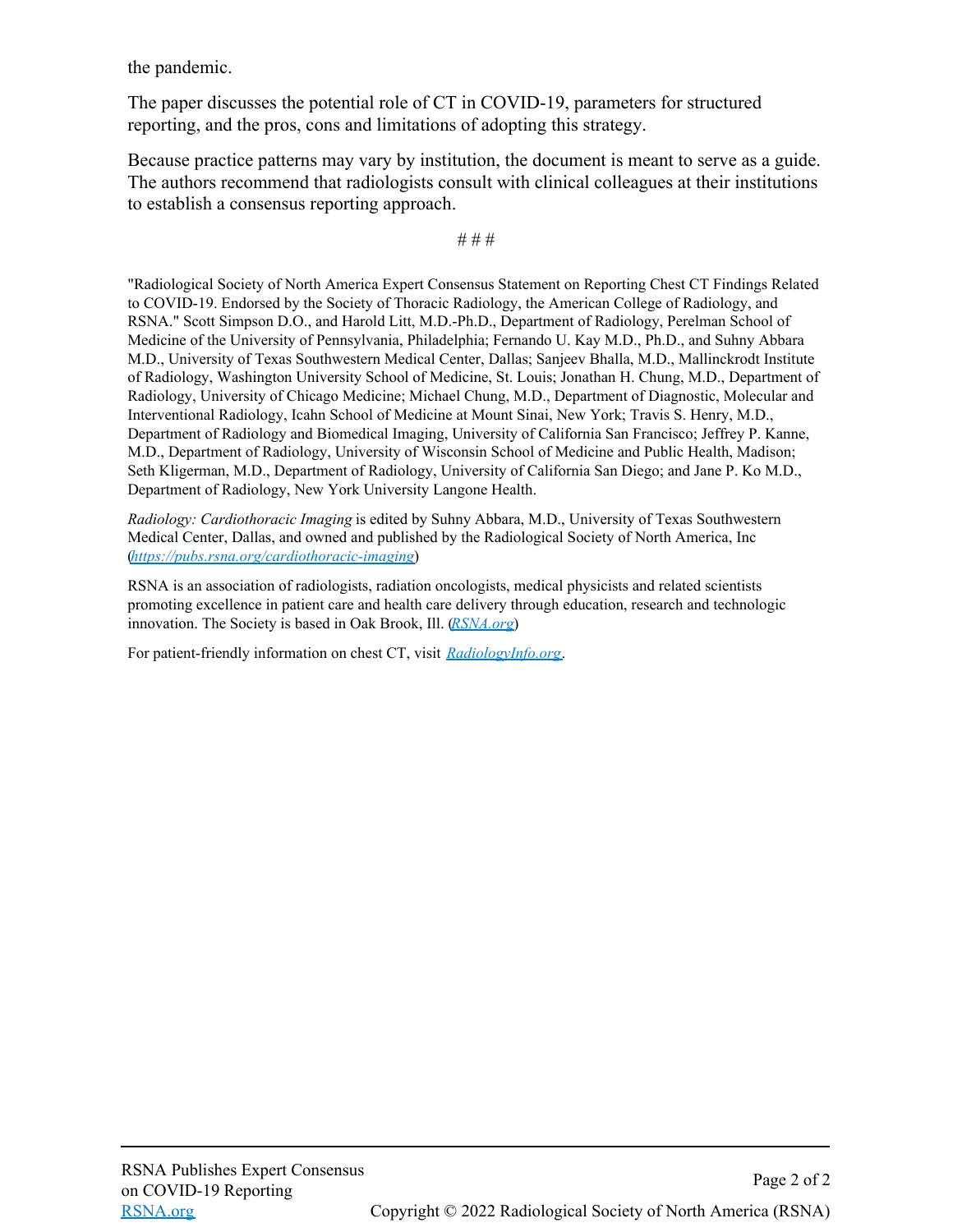the pandemic.

The paper discusses the potential role of CT in COVID-19, parameters for structured reporting, and the pros, cons and limitations of adopting this strategy.

Because practice patterns may vary by institution, the document is meant to serve as a guide. The authors recommend that radiologists consult with clinical colleagues at their institutions to establish a consensus reporting approach.

# # #

"Radiological Society of North America Expert Consensus Statement on Reporting Chest CT Findings Related to COVID-19. Endorsed by the Society of Thoracic Radiology, the American College of Radiology, and RSNA." Scott Simpson D.O., and Harold Litt, M.D.-Ph.D., Department of Radiology, Perelman School of Medicine of the University of Pennsylvania, Philadelphia; Fernando U. Kay M.D., Ph.D., and Suhny Abbara M.D., University of Texas Southwestern Medical Center, Dallas; Sanjeev Bhalla, M.D., Mallinckrodt Institute of Radiology, Washington University School of Medicine, St. Louis; Jonathan H. Chung, M.D., Department of Radiology, University of Chicago Medicine; Michael Chung, M.D., Department of Diagnostic, Molecular and Interventional Radiology, Icahn School of Medicine at Mount Sinai, New York; Travis S. Henry, M.D., Department of Radiology and Biomedical Imaging, University of California San Francisco; Jeffrey P. Kanne, M.D., Department of Radiology, University of Wisconsin School of Medicine and Public Health, Madison; Seth Kligerman, M.D., Department of Radiology, University of California San Diego; and Jane P. Ko M.D., Department of Radiology, New York University Langone Health.

*Radiology: Cardiothoracic Imaging* is edited by Suhny Abbara, M.D., University of Texas Southwestern Medical Center, Dallas, and owned and published by the Radiological Society of North America, Inc (*https://pubs.rsna.org/cardiothoracic-imaging*)

RSNA is an association of radiologists, radiation oncologists, medical physicists and related scientists promoting excellence in patient care and health care delivery through education, research and technologic innovation. The Society is based in Oak Brook, Ill. (*RSNA.org*)

For patient-friendly information on chest CT, visit *RadiologyInfo.org*.